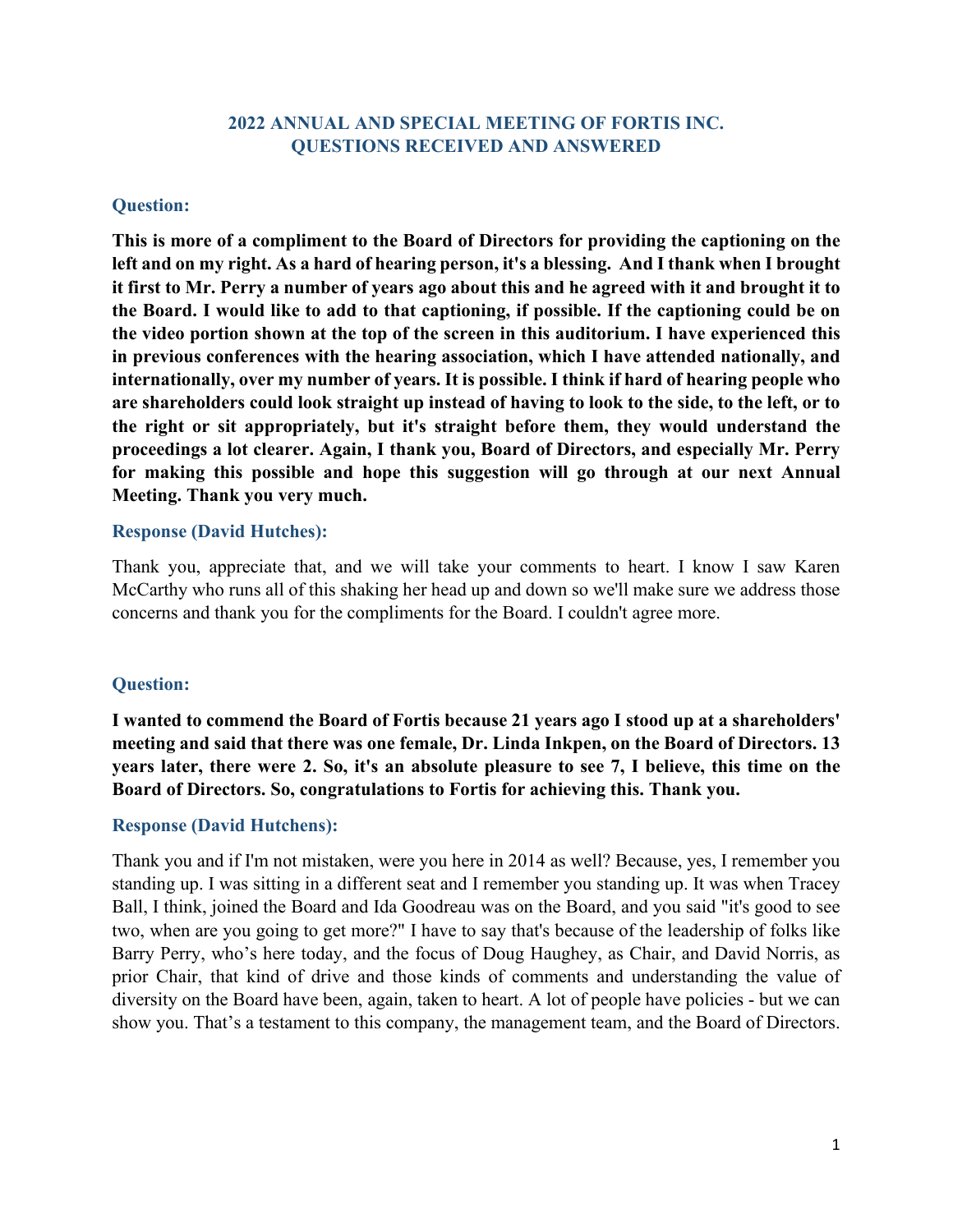# 2022 ANNUAL AND SPECIAL MEETING OF FORTIS INC.
# QUESTIONS RECEIVED AND ANSWERED

### Question:

**This is more of a compliment to the Board of Directors for providing the captioning on the left and on my right. As a hard of hearing person, it's a blessing. And I thank when I brought it first to Mr. Perry a number of years ago about this and he agreed with it and brought it to the Board. I would like to add to that captioning, if possible. If the captioning could be on the video portion shown at the top of the screen in this auditorium. I have experienced this in previous conferences with the hearing association, which I have attended nationally, and internationally, over my number of years. It is possible. I think if hard of hearing people who are shareholders could look straight up instead of having to look to the side, to the left, or to the right or sit appropriately, but it's straight before them, they would understand the proceedings a lot clearer. Again, I thank you, Board of Directors, and especially Mr. Perry for making this possible and hope this suggestion will go through at our next Annual Meeting. Thank you very much.**

### Response (David Hutches):

Thank you, appreciate that, and we will take your comments to heart. I know I saw Karen McCarthy who runs all of this shaking her head up and down so we'll make sure we address those concerns and thank you for the compliments for the Board. I couldn't agree more.

### Question:

**I wanted to commend the Board of Fortis because 21 years ago I stood up at a shareholders' meeting and said that there was one female, Dr. Linda Inkpen, on the Board of Directors. 13 years later, there were 2. So, it's an absolute pleasure to see 7, I believe, this time on the Board of Directors. So, congratulations to Fortis for achieving this. Thank you.**

### Response (David Hutchens):

Thank you and if I'm not mistaken, were you here in 2014 as well? Because, yes, I remember you standing up. I was sitting in a different seat and I remember you standing up. It was when Tracey Ball, I think, joined the Board and Ida Goodreau was on the Board, and you said "it's good to see two, when are you going to get more?" I have to say that's because of the leadership of folks like Barry Perry, who's here today, and the focus of Doug Haughey, as Chair, and David Norris, as prior Chair, that kind of drive and those kinds of comments and understanding the value of diversity on the Board have been, again, taken to heart. A lot of people have policies - but we can show you. That's a testament to this company, the management team, and the Board of Directors.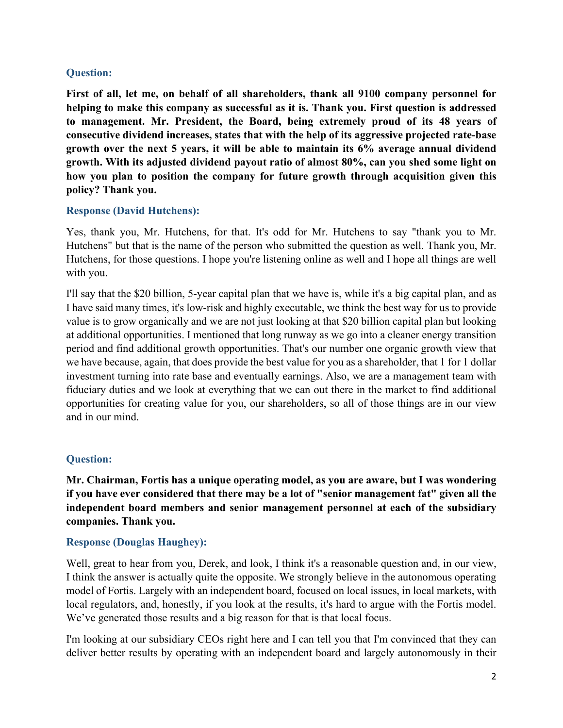### Question:

**First of all, let me, on behalf of all shareholders, thank all 9100 company personnel for helping to make this company as successful as it is. Thank you. First question is addressed to management. Mr. President, the Board, being extremely proud of its 48 years of consecutive dividend increases, states that with the help of its aggressive projected rate-base growth over the next 5 years, it will be able to maintain its 6% average annual dividend growth. With its adjusted dividend payout ratio of almost 80%, can you shed some light on how you plan to position the company for future growth through acquisition given this policy? Thank you.**

### Response (David Hutchens):

Yes, thank you, Mr. Hutchens, for that. It's odd for Mr. Hutchens to say "thank you to Mr. Hutchens" but that is the name of the person who submitted the question as well. Thank you, Mr. Hutchens, for those questions. I hope you're listening online as well and I hope all things are well with you.

I'll say that the $20 billion, 5-year capital plan that we have is, while it's a big capital plan, and as I have said many times, it's low-risk and highly executable, we think the best way for us to provide value is to grow organically and we are not just looking at that $20 billion capital plan but looking at additional opportunities. I mentioned that long runway as we go into a cleaner energy transition period and find additional growth opportunities. That's our number one organic growth view that we have because, again, that does provide the best value for you as a shareholder, that 1 for 1 dollar investment turning into rate base and eventually earnings. Also, we are a management team with fiduciary duties and we look at everything that we can out there in the market to find additional opportunities for creating value for you, our shareholders, so all of those things are in our view and in our mind.

### Question:

**Mr. Chairman, Fortis has a unique operating model, as you are aware, but I was wondering if you have ever considered that there may be a lot of "senior management fat" given all the independent board members and senior management personnel at each of the subsidiary companies. Thank you.**

### Response (Douglas Haughey):

Well, great to hear from you, Derek, and look, I think it's a reasonable question and, in our view, I think the answer is actually quite the opposite. We strongly believe in the autonomous operating model of Fortis. Largely with an independent board, focused on local issues, in local markets, with local regulators, and, honestly, if you look at the results, it's hard to argue with the Fortis model. We've generated those results and a big reason for that is that local focus.

I'm looking at our subsidiary CEOs right here and I can tell you that I'm convinced that they can deliver better results by operating with an independent board and largely autonomously in their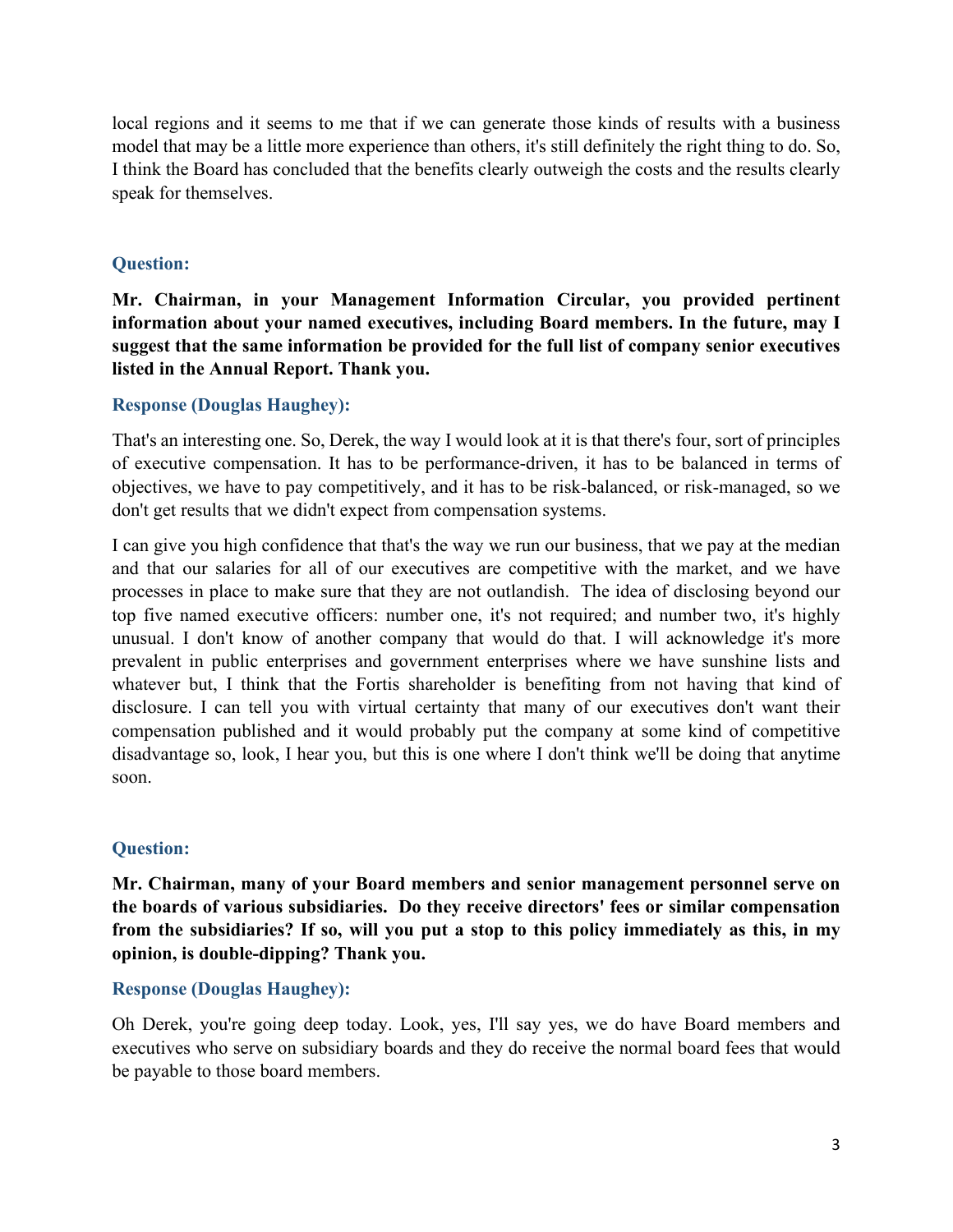local regions and it seems to me that if we can generate those kinds of results with a business model that may be a little more experience than others, it's still definitely the right thing to do. So, I think the Board has concluded that the benefits clearly outweigh the costs and the results clearly speak for themselves.

### Question:

**Mr. Chairman, in your Management Information Circular, you provided pertinent information about your named executives, including Board members. In the future, may I suggest that the same information be provided for the full list of company senior executives listed in the Annual Report. Thank you.**

### Response (Douglas Haughey):

That's an interesting one. So, Derek, the way I would look at it is that there's four, sort of principles of executive compensation. It has to be performance-driven, it has to be balanced in terms of objectives, we have to pay competitively, and it has to be risk-balanced, or risk-managed, so we don't get results that we didn't expect from compensation systems.

I can give you high confidence that that's the way we run our business, that we pay at the median and that our salaries for all of our executives are competitive with the market, and we have processes in place to make sure that they are not outlandish. The idea of disclosing beyond our top five named executive officers: number one, it's not required; and number two, it's highly unusual. I don't know of another company that would do that. I will acknowledge it's more prevalent in public enterprises and government enterprises where we have sunshine lists and whatever but, I think that the Fortis shareholder is benefiting from not having that kind of disclosure. I can tell you with virtual certainty that many of our executives don't want their compensation published and it would probably put the company at some kind of competitive disadvantage so, look, I hear you, but this is one where I don't think we'll be doing that anytime soon.

### Question:

**Mr. Chairman, many of your Board members and senior management personnel serve on the boards of various subsidiaries. Do they receive directors' fees or similar compensation from the subsidiaries? If so, will you put a stop to this policy immediately as this, in my opinion, is double-dipping? Thank you.**

### Response (Douglas Haughey):

Oh Derek, you're going deep today. Look, yes, I'll say yes, we do have Board members and executives who serve on subsidiary boards and they do receive the normal board fees that would be payable to those board members.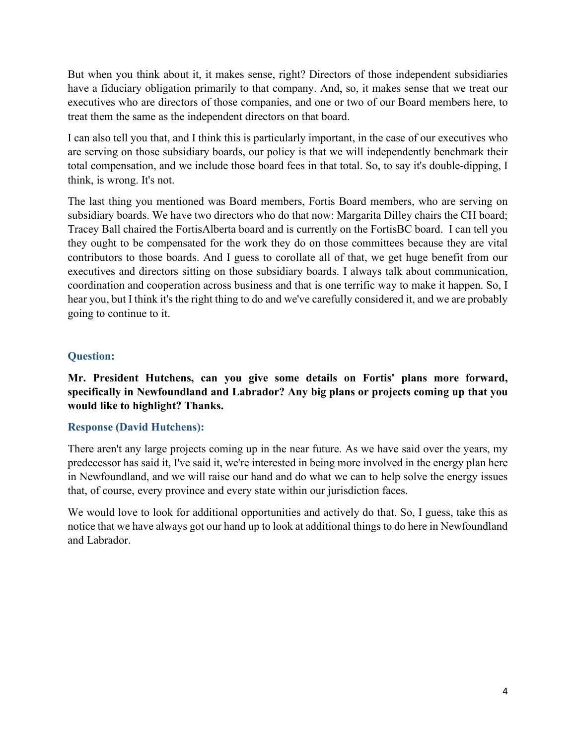But when you think about it, it makes sense, right? Directors of those independent subsidiaries have a fiduciary obligation primarily to that company. And, so, it makes sense that we treat our executives who are directors of those companies, and one or two of our Board members here, to treat them the same as the independent directors on that board.

I can also tell you that, and I think this is particularly important, in the case of our executives who are serving on those subsidiary boards, our policy is that we will independently benchmark their total compensation, and we include those board fees in that total. So, to say it's double-dipping, I think, is wrong. It's not.

The last thing you mentioned was Board members, Fortis Board members, who are serving on subsidiary boards. We have two directors who do that now: Margarita Dilley chairs the CH board; Tracey Ball chaired the FortisAlberta board and is currently on the FortisBC board. I can tell you they ought to be compensated for the work they do on those committees because they are vital contributors to those boards. And I guess to corollate all of that, we get huge benefit from our executives and directors sitting on those subsidiary boards. I always talk about communication, coordination and cooperation across business and that is one terrific way to make it happen. So, I hear you, but I think it's the right thing to do and we've carefully considered it, and we are probably going to continue to it.

### Question:

**Mr. President Hutchens, can you give some details on Fortis' plans more forward, specifically in Newfoundland and Labrador? Any big plans or projects coming up that you would like to highlight? Thanks.**

### Response (David Hutchens):

There aren't any large projects coming up in the near future. As we have said over the years, my predecessor has said it, I've said it, we're interested in being more involved in the energy plan here in Newfoundland, and we will raise our hand and do what we can to help solve the energy issues that, of course, every province and every state within our jurisdiction faces.

We would love to look for additional opportunities and actively do that. So, I guess, take this as notice that we have always got our hand up to look at additional things to do here in Newfoundland and Labrador.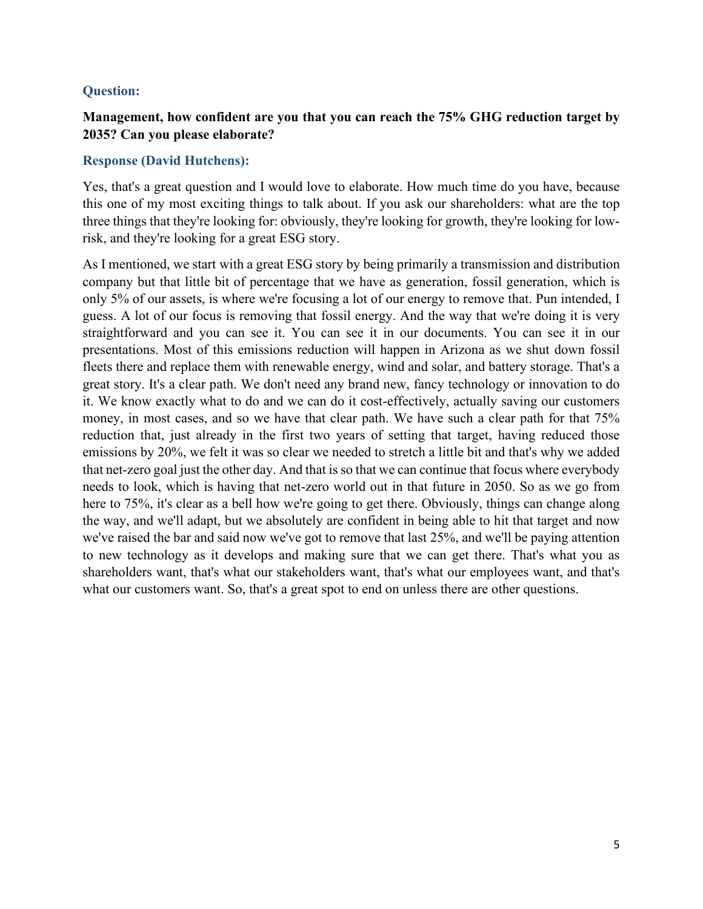### Question:

**Management, how confident are you that you can reach the 75% GHG reduction target by 2035? Can you please elaborate?**

### Response (David Hutchens):

Yes, that's a great question and I would love to elaborate. How much time do you have, because this one of my most exciting things to talk about. If you ask our shareholders: what are the top three things that they're looking for: obviously, they're looking for growth, they're looking for low-risk, and they're looking for a great ESG story.

As I mentioned, we start with a great ESG story by being primarily a transmission and distribution company but that little bit of percentage that we have as generation, fossil generation, which is only 5% of our assets, is where we're focusing a lot of our energy to remove that. Pun intended, I guess. A lot of our focus is removing that fossil energy. And the way that we're doing it is very straightforward and you can see it. You can see it in our documents. You can see it in our presentations. Most of this emissions reduction will happen in Arizona as we shut down fossil fleets there and replace them with renewable energy, wind and solar, and battery storage. That's a great story. It's a clear path. We don't need any brand new, fancy technology or innovation to do it. We know exactly what to do and we can do it cost-effectively, actually saving our customers money, in most cases, and so we have that clear path. We have such a clear path for that 75% reduction that, just already in the first two years of setting that target, having reduced those emissions by 20%, we felt it was so clear we needed to stretch a little bit and that's why we added that net-zero goal just the other day. And that is so that we can continue that focus where everybody needs to look, which is having that net-zero world out in that future in 2050. So as we go from here to 75%, it's clear as a bell how we're going to get there. Obviously, things can change along the way, and we'll adapt, but we absolutely are confident in being able to hit that target and now we've raised the bar and said now we've got to remove that last 25%, and we'll be paying attention to new technology as it develops and making sure that we can get there. That's what you as shareholders want, that's what our stakeholders want, that's what our employees want, and that's what our customers want. So, that's a great spot to end on unless there are other questions.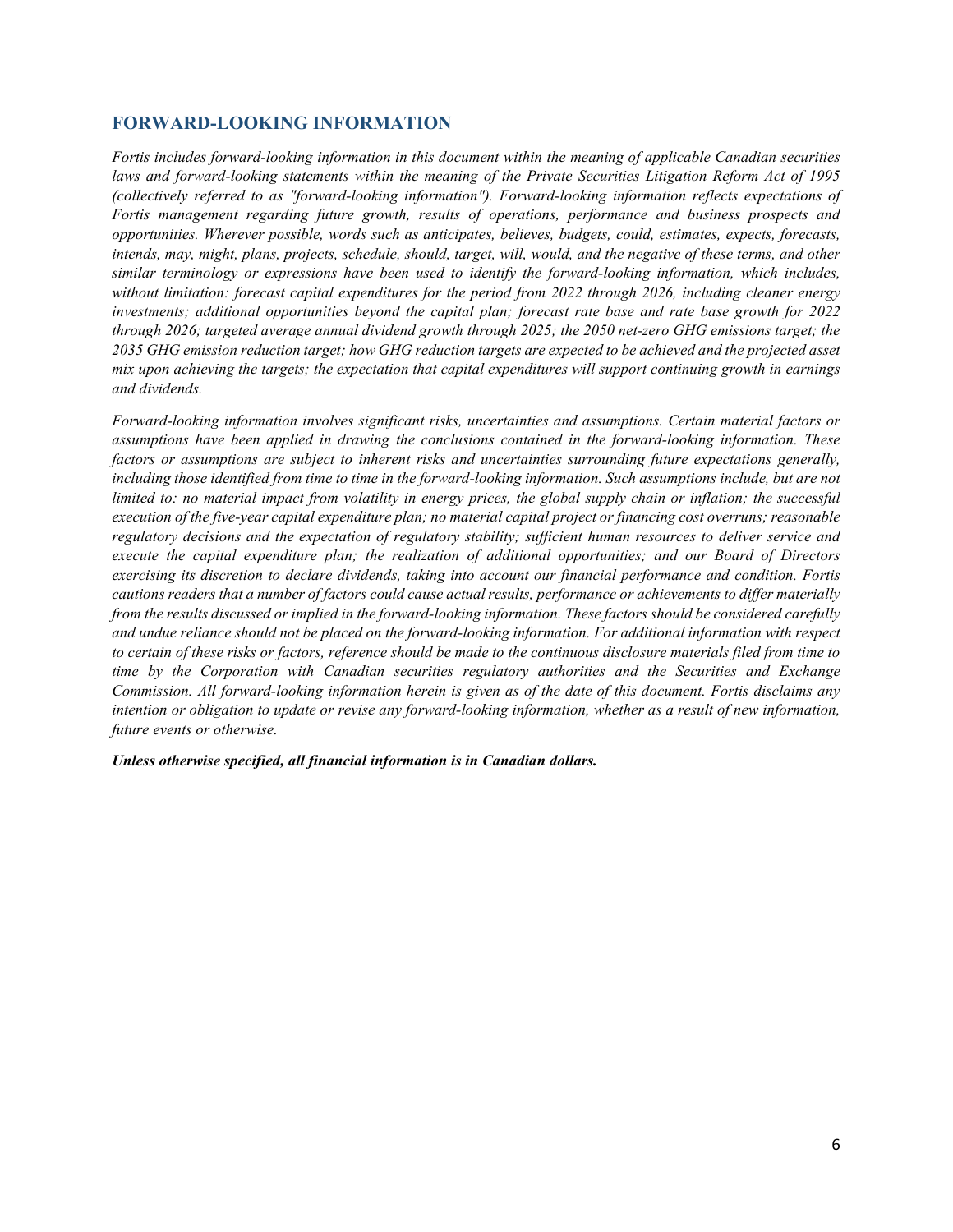## FORWARD-LOOKING INFORMATION

*Fortis includes forward-looking information in this document within the meaning of applicable Canadian securities laws and forward-looking statements within the meaning of the Private Securities Litigation Reform Act of 1995 (collectively referred to as "forward-looking information"). Forward-looking information reflects expectations of Fortis management regarding future growth, results of operations, performance and business prospects and opportunities. Wherever possible, words such as anticipates, believes, budgets, could, estimates, expects, forecasts, intends, may, might, plans, projects, schedule, should, target, will, would, and the negative of these terms, and other similar terminology or expressions have been used to identify the forward-looking information, which includes, without limitation: forecast capital expenditures for the period from 2022 through 2026, including cleaner energy investments; additional opportunities beyond the capital plan; forecast rate base and rate base growth for 2022 through 2026; targeted average annual dividend growth through 2025; the 2050 net-zero GHG emissions target; the 2035 GHG emission reduction target; how GHG reduction targets are expected to be achieved and the projected asset mix upon achieving the targets; the expectation that capital expenditures will support continuing growth in earnings and dividends.*

*Forward-looking information involves significant risks, uncertainties and assumptions. Certain material factors or assumptions have been applied in drawing the conclusions contained in the forward-looking information. These factors or assumptions are subject to inherent risks and uncertainties surrounding future expectations generally, including those identified from time to time in the forward-looking information. Such assumptions include, but are not limited to: no material impact from volatility in energy prices, the global supply chain or inflation; the successful execution of the five-year capital expenditure plan; no material capital project or financing cost overruns; reasonable regulatory decisions and the expectation of regulatory stability; sufficient human resources to deliver service and execute the capital expenditure plan; the realization of additional opportunities; and our Board of Directors exercising its discretion to declare dividends, taking into account our financial performance and condition. Fortis cautions readers that a number of factors could cause actual results, performance or achievements to differ materially from the results discussed or implied in the forward-looking information. These factors should be considered carefully and undue reliance should not be placed on the forward-looking information. For additional information with respect to certain of these risks or factors, reference should be made to the continuous disclosure materials filed from time to time by the Corporation with Canadian securities regulatory authorities and the Securities and Exchange Commission. All forward-looking information herein is given as of the date of this document. Fortis disclaims any intention or obligation to update or revise any forward-looking information, whether as a result of new information, future events or otherwise.*

***Unless otherwise specified, all financial information is in Canadian dollars.***